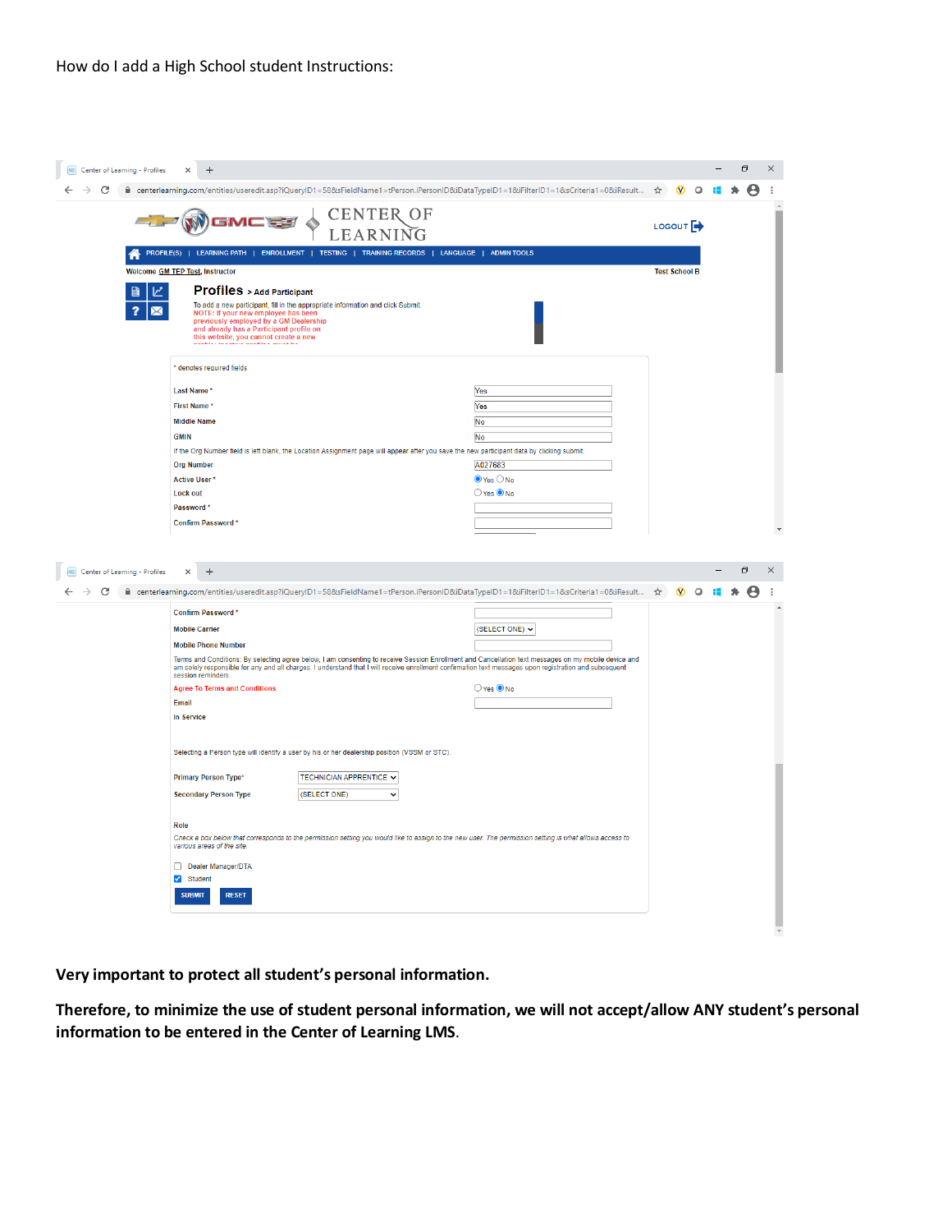How do I add a High School student Instructions:

Center of Learning - Profiles

centerlearning.com/entities/useredit.asp?iQueryID1=58&sFieldName1=tPerson.iPersonID&iDataTypeID1=1&iFilterID1=1&sCriteria1=0&iResult...

CENTER OF LEARNING

LOGOUT

PROFILE(S) | LEARNING PATH | ENROLLMENT | TESTING | TRAINING RECORDS | LANGUAGE | ADMIN TOOLS

Welcome GM TEP Test, Instructor

Test School B

## Profiles > Add Participant

To add a new participant, fill in the appropriate information and click Submit.

NOTE: If your new employee has been previously employed by a GM Dealership and already has a Participant profile on this website, you cannot create a new

\* denotes required fields

| | |
|---|---|
| Last Name * | Yes |
| First Name * | Yes |
| Middle Name | No |
| GMIN | No |

If the Org Number field is left blank, the Location Assignment page will appear after you save the new participant data by clicking submit.

| | |
|---|---|
| Org Number | A027683 |
| Active User * | (•) Yes ( ) No |
| Lock out | ( ) Yes (•) No |
| Password * | |
| Confirm Password * | |

Center of Learning - Profiles

centerlearning.com/entities/useredit.asp?iQueryID1=58&sFieldName1=tPerson.iPersonID&iDataTypeID1=1&iFilterID1=1&sCriteria1=0&iResult...

| | |
|---|---|
| Confirm Password * | |
| Mobile Carrier | (SELECT ONE) |
| Mobile Phone Number | |

Terms and Conditions: By selecting agree below, I am consenting to receive Session Enrollment and Cancellation text messages on my mobile device and am solely responsible for any and all charges. I understand that I will receive enrollment confirmation text messages upon registration and subsequent session reminders.

| | |
|---|---|
| Agree To Terms and Conditions | ( ) Yes (•) No |
| Email | |
| In Service | |

Selecting a Person type will identify a user by his or her dealership position (VSSM or STC).

| | |
|---|---|
| Primary Person Type* | TECHNICIAN APPRENTICE |
| Secondary Person Type | (SELECT ONE) |

Role

*Check a box below that corresponds to the permission setting you would like to assign to the new user. The permission setting is what allows access to various areas of the site.*

- [ ] Dealer Manager/DTA
- [x] Student

SUBMIT RESET

**Very important to protect all student's personal information.**

**Therefore, to minimize the use of student personal information, we will not accept/allow ANY student's personal information to be entered in the Center of Learning LMS**.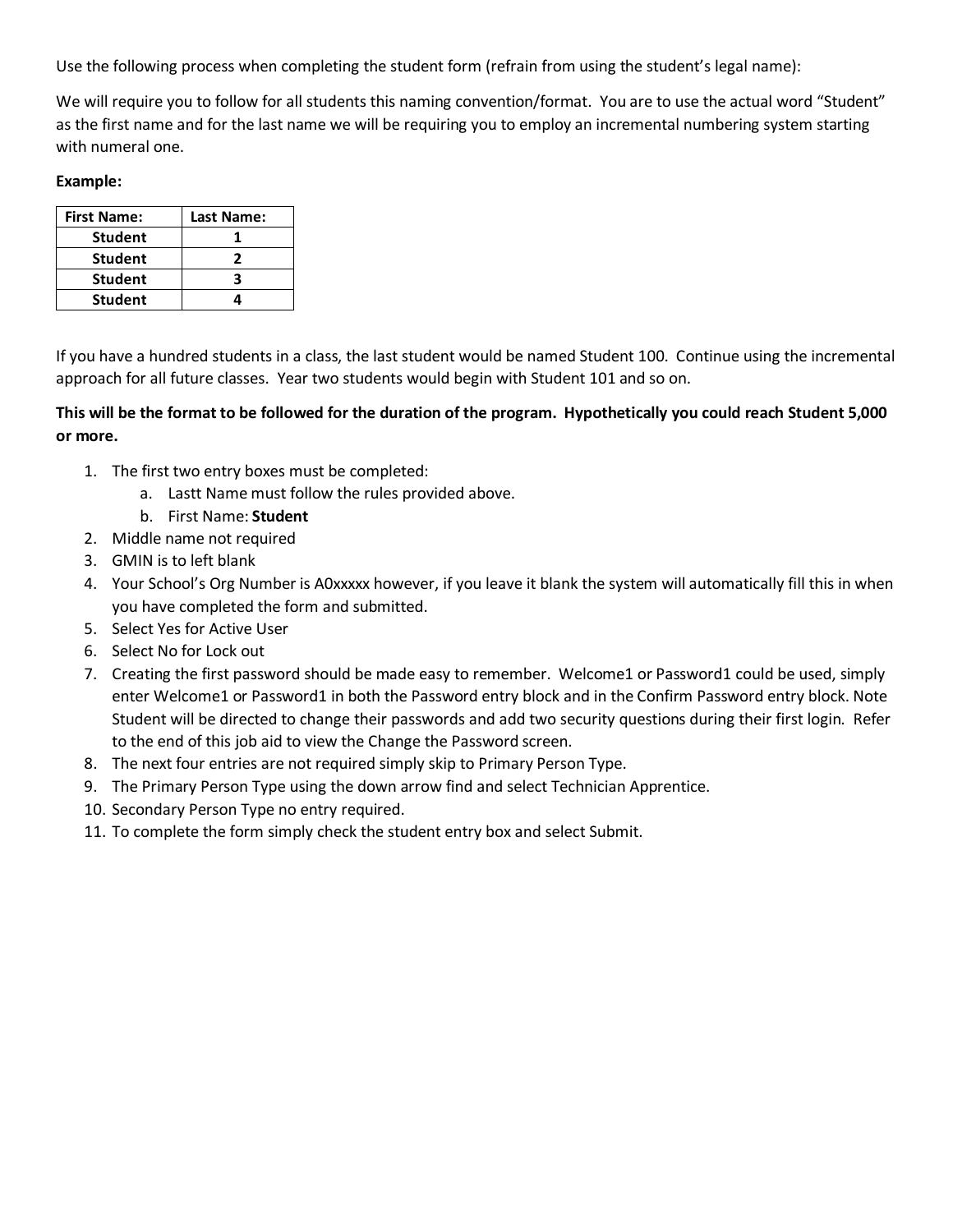Use the following process when completing the student form (refrain from using the student's legal name):

We will require you to follow for all students this naming convention/format. You are to use the actual word "Student" as the first name and for the last name we will be requiring you to employ an incremental numbering system starting with numeral one.

**Example:**

| First Name: | Last Name: |
|---|---|
| **Student** | **1** |
| **Student** | **2** |
| **Student** | **3** |
| **Student** | **4** |

If you have a hundred students in a class, the last student would be named Student 100. Continue using the incremental approach for all future classes. Year two students would begin with Student 101 and so on.

**This will be the format to be followed for the duration of the program. Hypothetically you could reach Student 5,000 or more.**

1. The first two entry boxes must be completed:
    a. Lastt Name must follow the rules provided above.
    b. First Name: **Student**
2. Middle name not required
3. GMIN is to left blank
4. Your School's Org Number is A0xxxxx however, if you leave it blank the system will automatically fill this in when you have completed the form and submitted.
5. Select Yes for Active User
6. Select No for Lock out
7. Creating the first password should be made easy to remember. Welcome1 or Password1 could be used, simply enter Welcome1 or Password1 in both the Password entry block and in the Confirm Password entry block. Note Student will be directed to change their passwords and add two security questions during their first login. Refer to the end of this job aid to view the Change the Password screen.
8. The next four entries are not required simply skip to Primary Person Type.
9. The Primary Person Type using the down arrow find and select Technician Apprentice.
10. Secondary Person Type no entry required.
11. To complete the form simply check the student entry box and select Submit.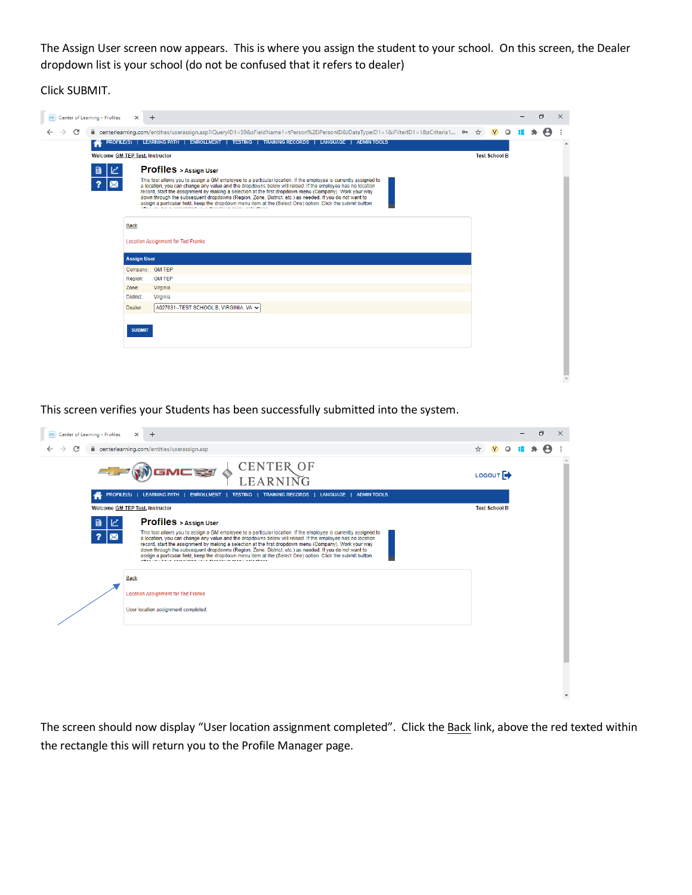The Assign User screen now appears. This is where you assign the student to your school. On this screen, the Dealer dropdown list is your school (do not be confused that it refers to dealer)

Click SUBMIT.

This screen verifies your Students has been successfully submitted into the system.

The screen should now display "User location assignment completed". Click the Back link, above the red texted within the rectangle this will return you to the Profile Manager page.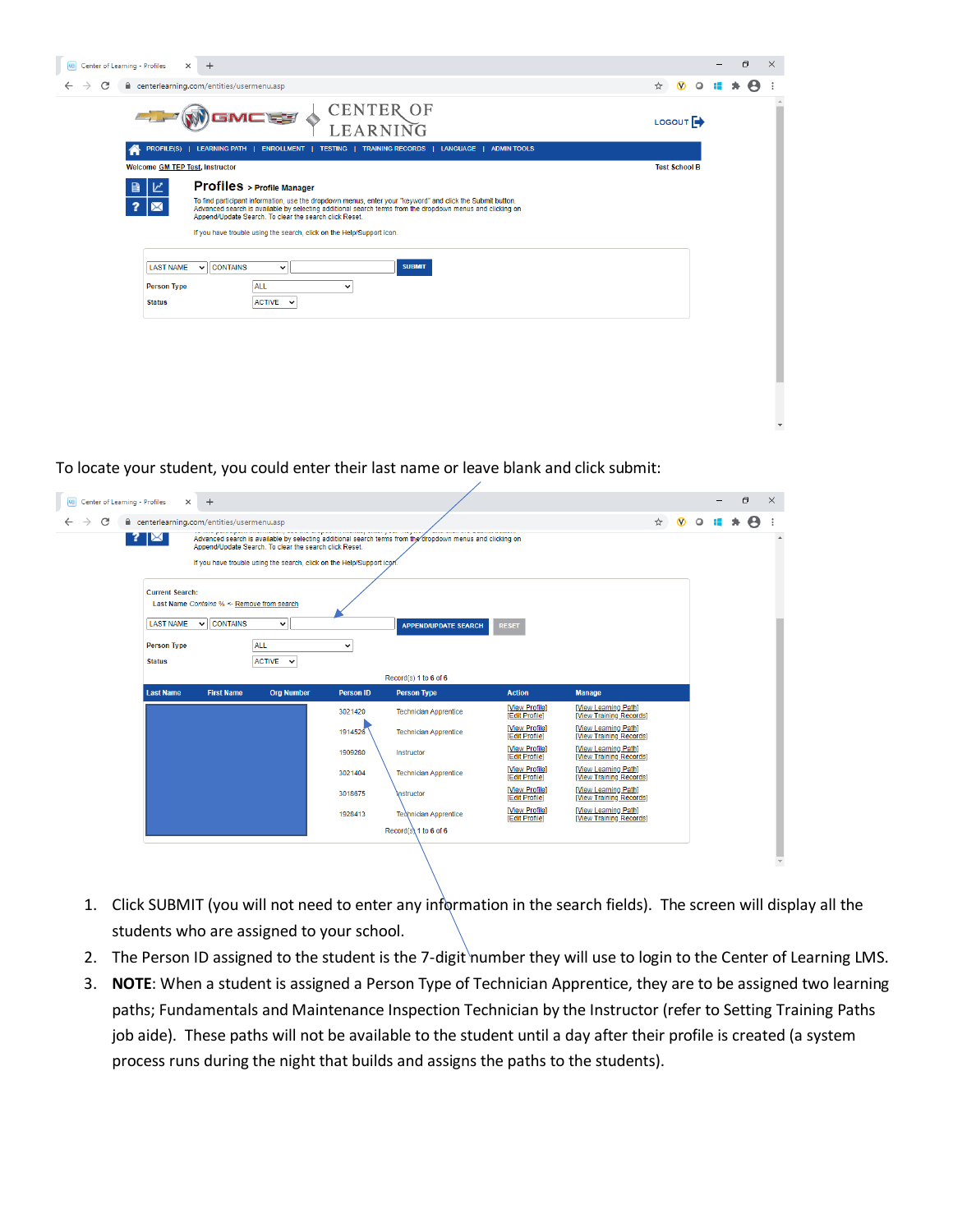To locate your student, you could enter their last name or leave blank and click submit:

1. Click SUBMIT (you will not need to enter any information in the search fields). The screen will display all the students who are assigned to your school.
2. The Person ID assigned to the student is the 7-digit number they will use to login to the Center of Learning LMS.
3. **NOTE**: When a student is assigned a Person Type of Technician Apprentice, they are to be assigned two learning paths; Fundamentals and Maintenance Inspection Technician by the Instructor (refer to Setting Training Paths job aide). These paths will not be available to the student until a day after their profile is created (a system process runs during the night that builds and assigns the paths to the students).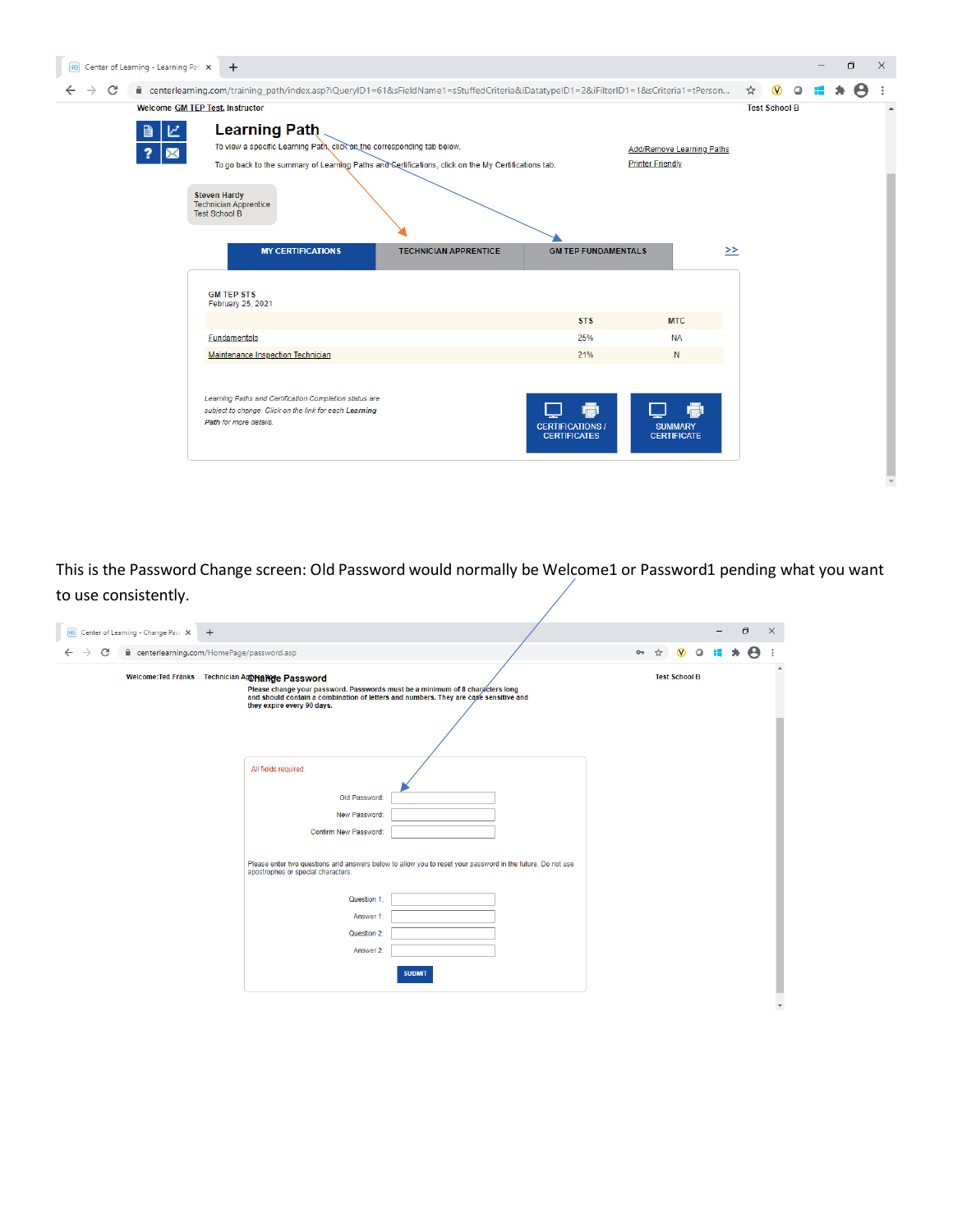Center of Learning - Learning Path

centerlearning.com/training_path/index.asp?iQueryID1=61&sFieldName1=sStuffedCriteria&iDatatypeID1=2&iFilterID1=1&sCriteria1=tPerson...

Welcome GM TEP Test, Instructor

Test School B

## Learning Path

To view a specific Learning Path, click on the corresponding tab below.

To go back to the summary of Learning Paths and Certifications, click on the My Certifications tab.

Add/Remove Learning Paths

Printer Friendly

Steven Hardy
Technician Apprentice
Test School B

MY CERTIFICATIONS | TECHNICIAN APPRENTICE | GM TEP FUNDAMENTALS | >>

GM TEP STS
February 25, 2021

| | STS | MTC |
|---|---|---|
| Fundamentals | 25% | NA |
| Maintenance Inspection Technician | 21% | N |

*Learning Paths and Certification Completion status are subject to change. Click on the link for each **Learning Path** for more details.*

CERTIFICATIONS / CERTIFICATES

SUMMARY CERTIFICATE

This is the Password Change screen: Old Password would normally be Welcome1 or Password1 pending what you want to use consistently.

Center of Learning - Change Pas

centerlearning.com/HomePage/password.asp

Welcome:Ted Franks Technician Apprentice

Test School B

**Change Password**

**Please change your password. Passwords must be a minimum of 8 characters long and should contain a combination of letters and numbers. They are case sensitive and they expire every 90 days.**

All fields required.

Old Password:

New Password:

Confirm New Password:

Please enter two questions and answers below to allow you to reset your password in the future. Do not use apostrophes or special characters.

Question 1:

Answer 1:

Question 2:

Answer 2:

SUBMIT